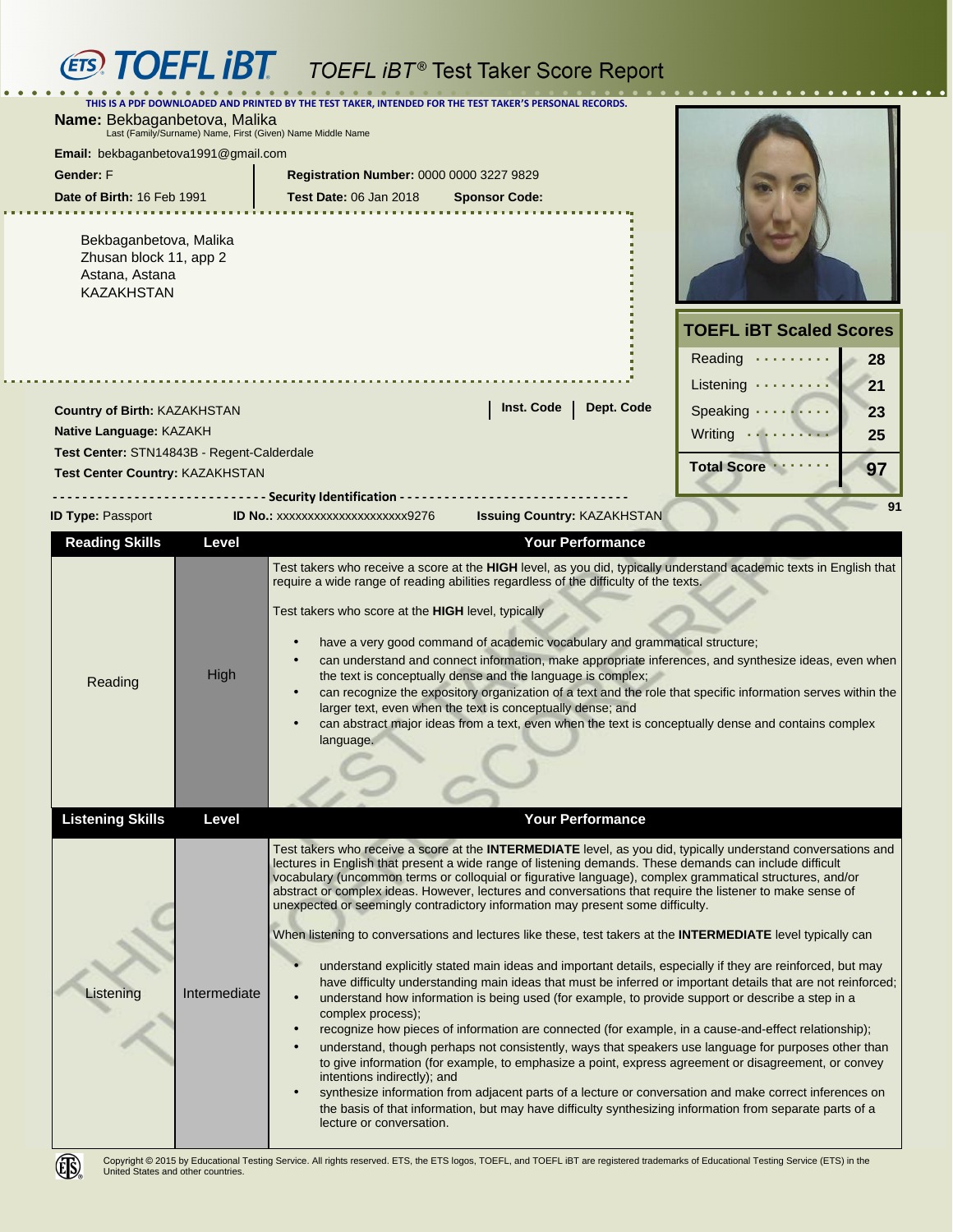# TOEFL iBT® Test Taker Score Report

THIS IS A PDF DOWNLOADED AND PRINTED BY THE TEST TAKER, INTENDED FOR THE TEST TAKER'S PERSONAL RECORDS.

**Name:** Bekbaganbetova, Malika
Last (Family/Surname) Name, First (Given) Name Middle Name

**Email:** bekbaganbetova1991@gmail.com

**Gender:** F

**Registration Number:** 0000 0000 3227 9829

**Date of Birth:** 16 Feb 1991

**Test Date:** 06 Jan 2018

**Sponsor Code:**

Bekbaganbetova, Malika
Zhusan block 11, app 2
Astana, Astana
KAZAKHSTAN

**Country of Birth:** KAZAKHSTAN

**Native Language:** KAZAKH

**Test Center:** STN14843B - Regent-Calderdale

**Test Center Country:** KAZAKHSTAN

**Inst. Code** | **Dept. Code**

## TOEFL iBT Scaled Scores

| Section | Score |
|---|---|
| Reading | 28 |
| Listening | 21 |
| Speaking | 23 |
| Writing | 25 |
| **Total Score** | **97** |

91

**Security Identification**

**ID Type:** Passport **ID No.:** xxxxxxxxxxxxxxxxxxxxx9276 **Issuing Country:** KAZAKHSTAN

| Reading Skills | Level | Your Performance |
|---|---|---|
| Reading | High | Test takers who receive a score at the **HIGH** level, as you did, typically understand academic texts in English that require a wide range of reading abilities regardless of the difficulty of the texts.<br><br>Test takers who score at the **HIGH** level, typically<br>• have a very good command of academic vocabulary and grammatical structure;<br>• can understand and connect information, make appropriate inferences, and synthesize ideas, even when the text is conceptually dense and the language is complex;<br>• can recognize the expository organization of a text and the role that specific information serves within the larger text, even when the text is conceptually dense; and<br>• can abstract major ideas from a text, even when the text is conceptually dense and contains complex language. |

| Listening Skills | Level | Your Performance |
|---|---|---|
| Listening | Intermediate | Test takers who receive a score at the **INTERMEDIATE** level, as you did, typically understand conversations and lectures in English that present a wide range of listening demands. These demands can include difficult vocabulary (uncommon terms or colloquial or figurative language), complex grammatical structures, and/or abstract or complex ideas. However, lectures and conversations that require the listener to make sense of unexpected or seemingly contradictory information may present some difficulty.<br><br>When listening to conversations and lectures like these, test takers at the **INTERMEDIATE** level typically can<br>• understand explicitly stated main ideas and important details, especially if they are reinforced, but may have difficulty understanding main ideas that must be inferred or important details that are not reinforced;<br>• understand how information is being used (for example, to provide support or describe a step in a complex process);<br>• recognize how pieces of information are connected (for example, in a cause-and-effect relationship);<br>• understand, though perhaps not consistently, ways that speakers use language for purposes other than to give information (for example, to emphasize a point, express agreement or disagreement, or convey intentions indirectly); and<br>• synthesize information from adjacent parts of a lecture or conversation and make correct inferences on the basis of that information, but may have difficulty synthesizing information from separate parts of a lecture or conversation. |

Copyright © 2015 by Educational Testing Service. All rights reserved. ETS, the ETS logos, TOEFL, and TOEFL iBT are registered trademarks of Educational Testing Service (ETS) in the United States and other countries.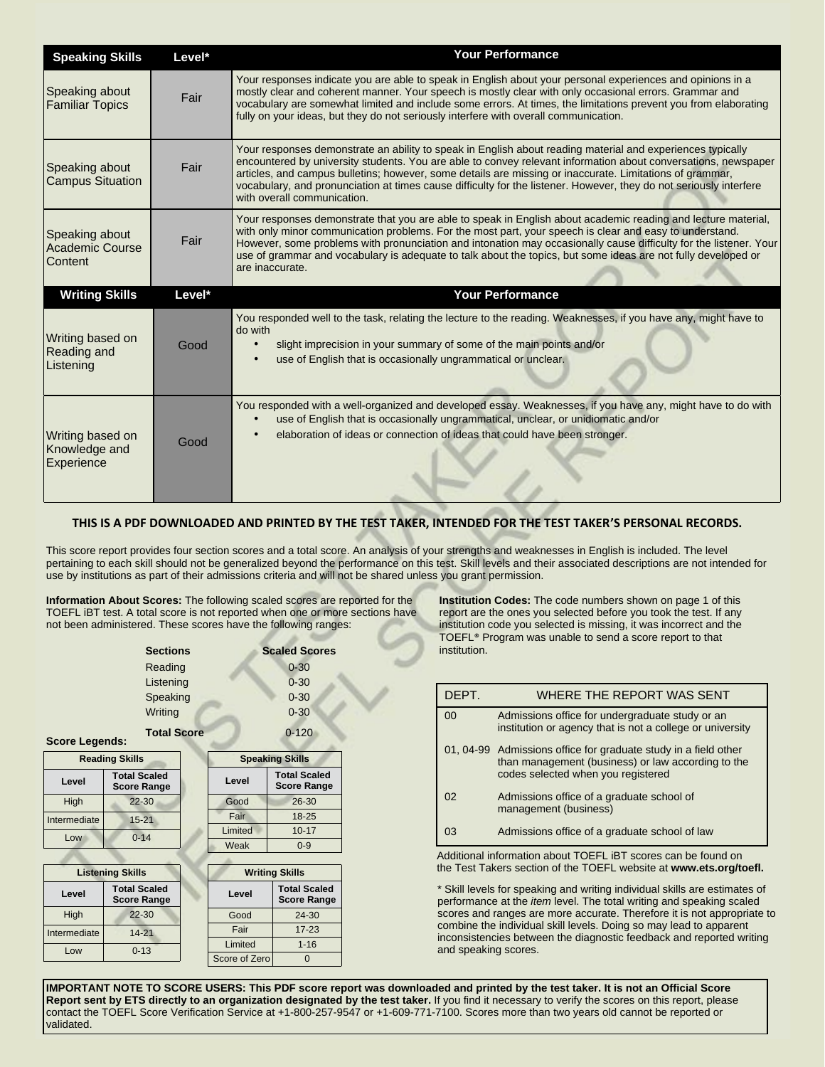| Speaking Skills | Level* | Your Performance |
| --- | --- | --- |
| Speaking about Familiar Topics | Fair | Your responses indicate you are able to speak in English about your personal experiences and opinions in a mostly clear and coherent manner. Your speech is mostly clear with only occasional errors. Grammar and vocabulary are somewhat limited and include some errors. At times, the limitations prevent you from elaborating fully on your ideas, but they do not seriously interfere with overall communication. |
| Speaking about Campus Situation | Fair | Your responses demonstrate an ability to speak in English about reading material and experiences typically encountered by university students. You are able to convey relevant information about conversations, newspaper articles, and campus bulletins; however, some details are missing or inaccurate. Limitations of grammar, vocabulary, and pronunciation at times cause difficulty for the listener. However, they do not seriously interfere with overall communication. |
| Speaking about Academic Course Content | Fair | Your responses demonstrate that you are able to speak in English about academic reading and lecture material, with only minor communication problems. For the most part, your speech is clear and easy to understand. However, some problems with pronunciation and intonation may occasionally cause difficulty for the listener. Your use of grammar and vocabulary is adequate to talk about the topics, but some ideas are not fully developed or are inaccurate. |

| Writing Skills | Level* | Your Performance |
| --- | --- | --- |
| Writing based on Reading and Listening | Good | You responded well to the task, relating the lecture to the reading. Weaknesses, if you have any, might have to do with<br>• slight imprecision in your summary of some of the main points and/or<br>• use of English that is occasionally ungrammatical or unclear. |
| Writing based on Knowledge and Experience | Good | You responded with a well-organized and developed essay. Weaknesses, if you have any, might have to do with<br>• use of English that is occasionally ungrammatical, unclear, or unidiomatic and/or<br>• elaboration of ideas or connection of ideas that could have been stronger. |

**THIS IS A PDF DOWNLOADED AND PRINTED BY THE TEST TAKER, INTENDED FOR THE TEST TAKER'S PERSONAL RECORDS.**

This score report provides four section scores and a total score. An analysis of your strengths and weaknesses in English is included. The level pertaining to each skill should not be generalized beyond the performance on this test. Skill levels and their associated descriptions are not intended for use by institutions as part of their admissions criteria and will not be shared unless you grant permission.

**Information About Scores:** The following scaled scores are reported for the TOEFL iBT test. A total score is not reported when one or more sections have not been administered. These scores have the following ranges:

| Sections | Scaled Scores |
| --- | --- |
| Reading | 0-30 |
| Listening | 0-30 |
| Speaking | 0-30 |
| Writing | 0-30 |
| **Total Score** | 0-120 |

**Score Legends:**

| Reading Skills | |
| --- | --- |
| **Level** | **Total Scaled Score Range** |
| High | 22-30 |
| Intermediate | 15-21 |
| Low | 0-14 |

| Speaking Skills | |
| --- | --- |
| **Level** | **Total Scaled Score Range** |
| Good | 26-30 |
| Fair | 18-25 |
| Limited | 10-17 |
| Weak | 0-9 |

| Listening Skills | |
| --- | --- |
| **Level** | **Total Scaled Score Range** |
| High | 22-30 |
| Intermediate | 14-21 |
| Low | 0-13 |

| Writing Skills | |
| --- | --- |
| **Level** | **Total Scaled Score Range** |
| Good | 24-30 |
| Fair | 17-23 |
| Limited | 1-16 |
| Score of Zero | 0 |

**Institution Codes:** The code numbers shown on page 1 of this report are the ones you selected before you took the test. If any institution code you selected is missing, it was incorrect and the TOEFL® Program was unable to send a score report to that institution.

| DEPT. | WHERE THE REPORT WAS SENT |
| --- | --- |
| 00 | Admissions office for undergraduate study or an institution or agency that is not a college or university |
| 01, 04-99 | Admissions office for graduate study in a field other than management (business) or law according to the codes selected when you registered |
| 02 | Admissions office of a graduate school of management (business) |
| 03 | Admissions office of a graduate school of law |

Additional information about TOEFL iBT scores can be found on the Test Takers section of the TOEFL website at **www.ets.org/toefl.**

* Skill levels for speaking and writing individual skills are estimates of performance at the *item* level. The total writing and speaking scaled scores and ranges are more accurate. Therefore it is not appropriate to combine the individual skill levels. Doing so may lead to apparent inconsistencies between the diagnostic feedback and reported writing and speaking scores.

**IMPORTANT NOTE TO SCORE USERS: This PDF score report was downloaded and printed by the test taker. It is not an Official Score Report sent by ETS directly to an organization designated by the test taker.** If you find it necessary to verify the scores on this report, please contact the TOEFL Score Verification Service at +1-800-257-9547 or +1-609-771-7100. Scores more than two years old cannot be reported or validated.